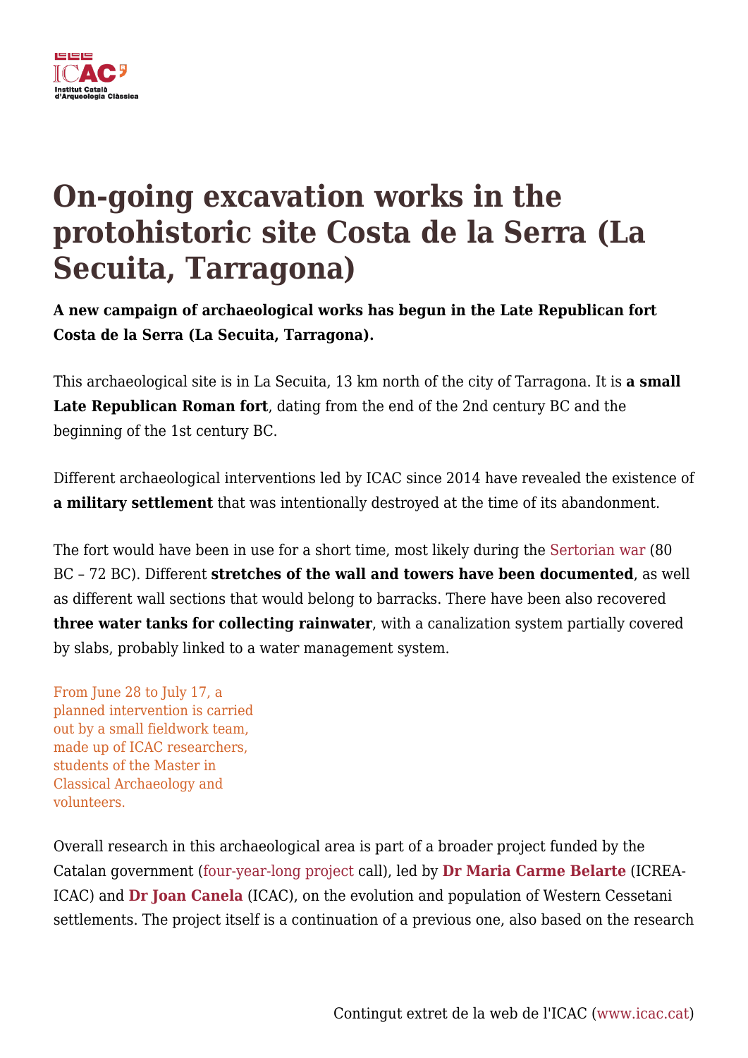# On-going excavation works in the protohistoric site Costa de la Serra (La Secuita, Tarragona)

**A new campaign of archaeological works has begun in the Late Republican fort Costa de la Serra (La Secuita, Tarragona).**

This archaeological site is in La Secuita, 13 km north of the city of Tarragona. It is **a small Late Republican Roman fort**, dating from the end of the 2nd century BC and the beginning of the 1st century BC.

Different archaeological interventions led by ICAC since 2014 have revealed the existence of **a military settlement** that was intentionally destroyed at the time of its abandonment.

The fort would have been in use for a short time, most likely during the Sertorian war (80 BC – 72 BC). Different **stretches of the wall and towers have been documented**, as well as different wall sections that would belong to barracks. There have been also recovered **three water tanks for collecting rainwater**, with a canalization system partially covered by slabs, probably linked to a water management system.

From June 28 to July 17, a planned intervention is carried out by a small fieldwork team, made up of ICAC researchers, students of the Master in Classical Archaeology and volunteers.

Overall research in this archaeological area is part of a broader project funded by the Catalan government (four-year-long project call), led by **Dr Maria Carme Belarte** (ICREA-ICAC) and **Dr Joan Canela** (ICAC), on the evolution and population of Western Cessetani settlements. The project itself is a continuation of a previous one, also based on the research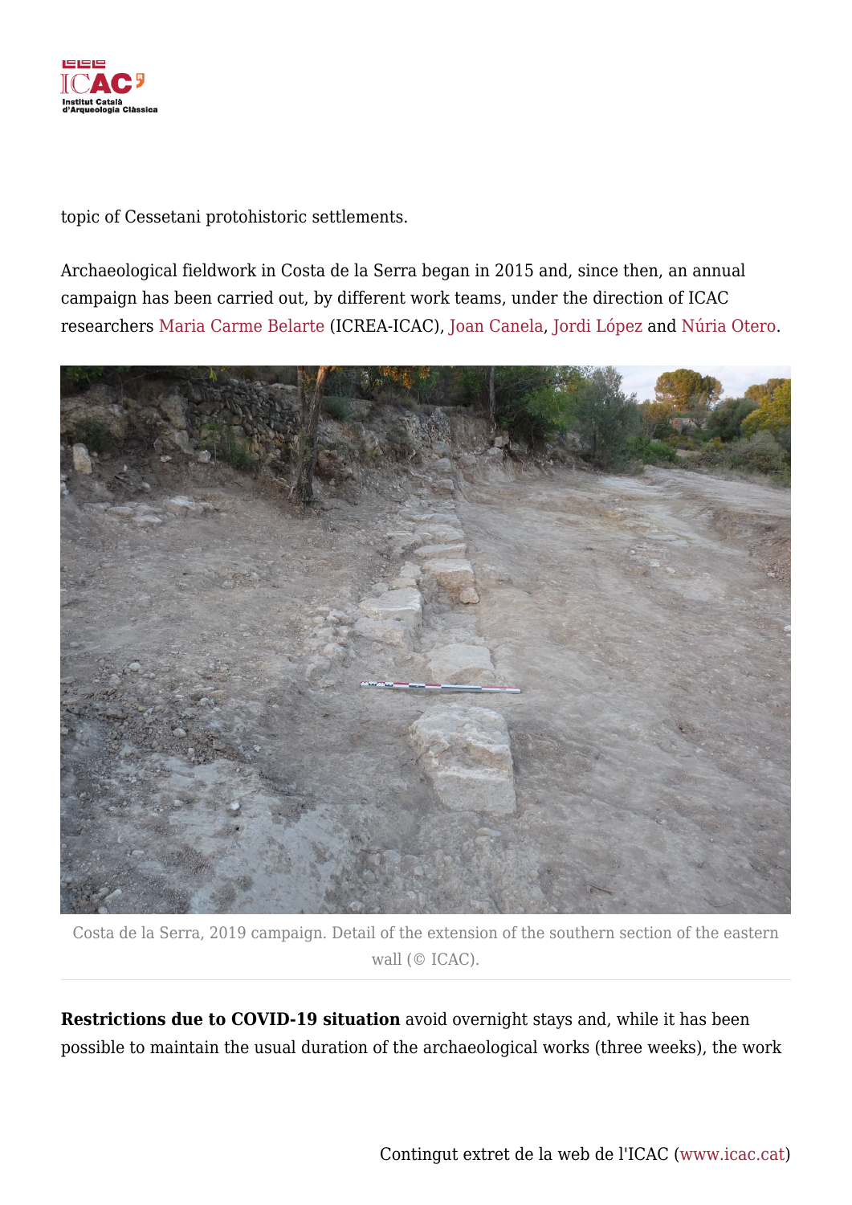topic of Cessetani protohistoric settlements.

Archaeological fieldwork in Costa de la Serra began in 2015 and, since then, an annual campaign has been carried out, by different work teams, under the direction of ICAC researchers Maria Carme Belarte (ICREA-ICAC), Joan Canela, Jordi López and Núria Otero.

Costa de la Serra, 2019 campaign. Detail of the extension of the southern section of the eastern wall (© ICAC).

**Restrictions due to COVID-19 situation** avoid overnight stays and, while it has been possible to maintain the usual duration of the archaeological works (three weeks), the work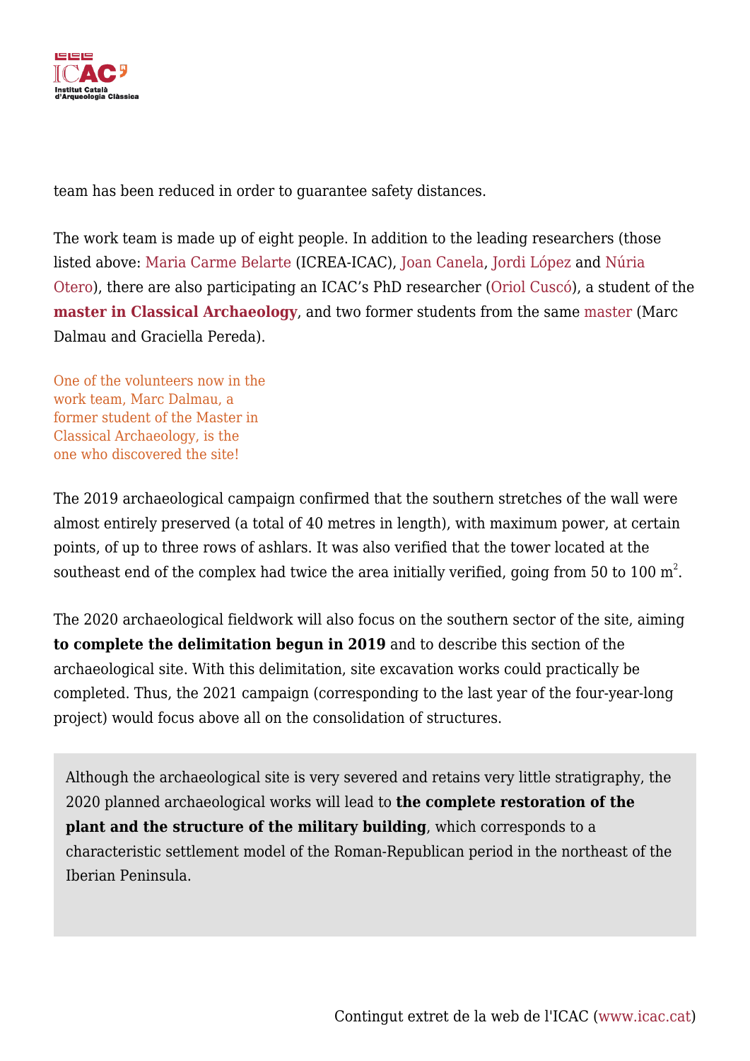team has been reduced in order to guarantee safety distances.

The work team is made up of eight people. In addition to the leading researchers (those listed above: Maria Carme Belarte (ICREA-ICAC), Joan Canela, Jordi López and Núria Otero), there are also participating an ICAC's PhD researcher (Oriol Cuscó), a student of the **master in Classical Archaeology**, and two former students from the same master (Marc Dalmau and Graciella Pereda).

One of the volunteers now in the work team, Marc Dalmau, a former student of the Master in Classical Archaeology, is the one who discovered the site!

The 2019 archaeological campaign confirmed that the southern stretches of the wall were almost entirely preserved (a total of 40 metres in length), with maximum power, at certain points, of up to three rows of ashlars. It was also verified that the tower located at the southeast end of the complex had twice the area initially verified, going from 50 to 100 $m^2$.

The 2020 archaeological fieldwork will also focus on the southern sector of the site, aiming **to complete the delimitation begun in 2019** and to describe this section of the archaeological site. With this delimitation, site excavation works could practically be completed. Thus, the 2021 campaign (corresponding to the last year of the four-year-long project) would focus above all on the consolidation of structures.

Although the archaeological site is very severed and retains very little stratigraphy, the 2020 planned archaeological works will lead to **the complete restoration of the plant and the structure of the military building**, which corresponds to a characteristic settlement model of the Roman-Republican period in the northeast of the Iberian Peninsula.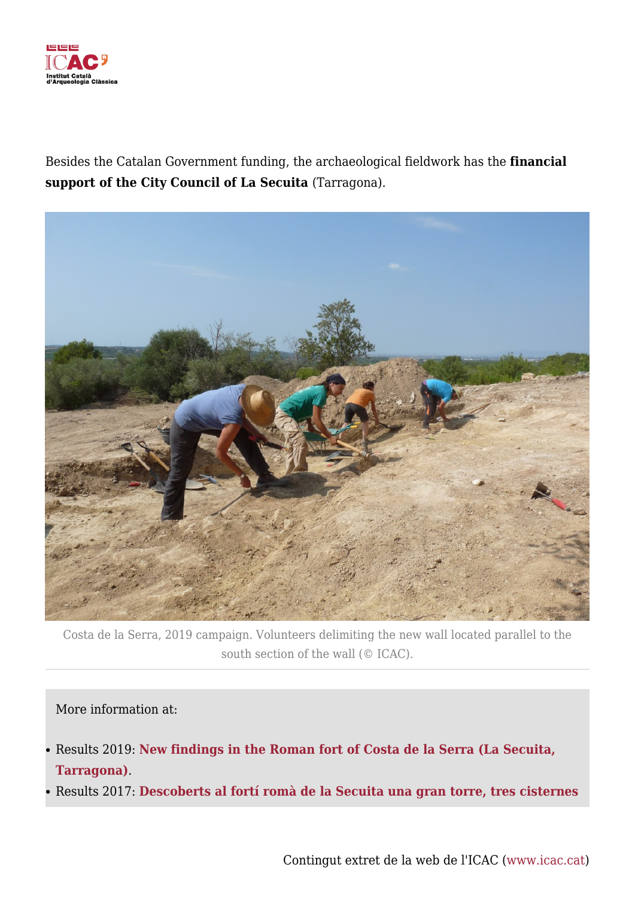Besides the Catalan Government funding, the archaeological fieldwork has the **financial support of the City Council of La Secuita** (Tarragona).

Costa de la Serra, 2019 campaign. Volunteers delimiting the new wall located parallel to the south section of the wall (© ICAC).

More information at:

- Results 2019: **New findings in the Roman fort of Costa de la Serra (La Secuita, Tarragona)**.
- Results 2017: **Descoberts al fortí romà de la Secuita una gran torre, tres cisternes**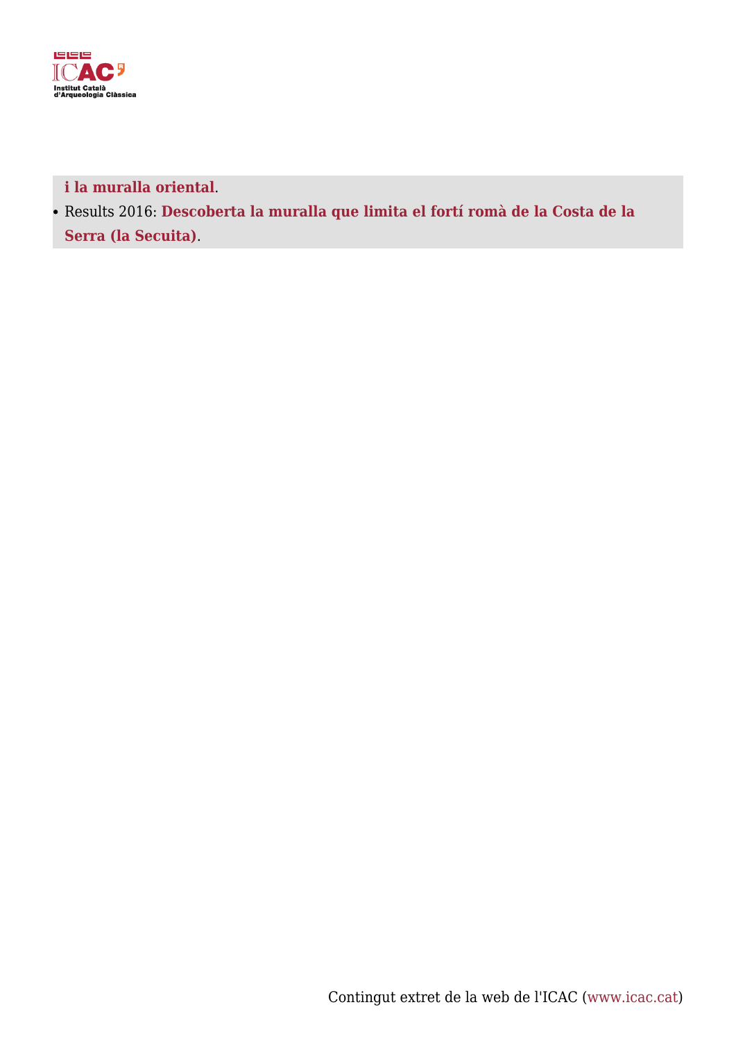**i la muralla oriental**.

- Results 2016: **Descoberta la muralla que limita el fortí romà de la Costa de la Serra (la Secuita)**.